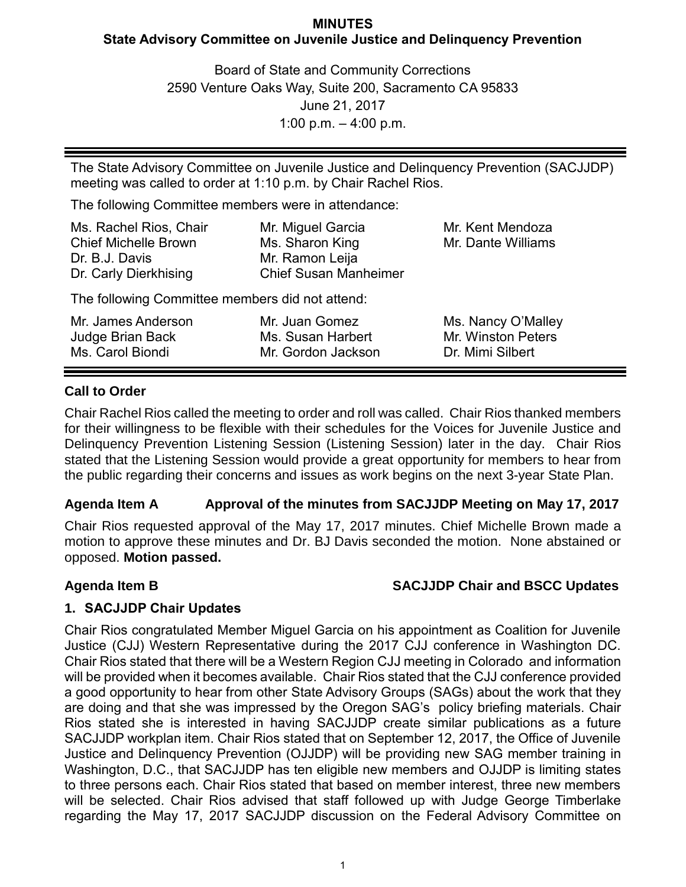# MINUTES

## State Advisory Committee on Juvenile Justice and Delinquency Prevention

Board of State and Community Corrections
2590 Venture Oaks Way, Suite 200, Sacramento CA 95833
June 21, 2017
1:00 p.m. – 4:00 p.m.

---

The State Advisory Committee on Juvenile Justice and Delinquency Prevention (SACJJDP) meeting was called to order at 1:10 p.m. by Chair Rachel Rios.

The following Committee members were in attendance:

| | | |
|---|---|---|
| Ms. Rachel Rios, Chair | Mr. Miguel Garcia | Mr. Kent Mendoza |
| Chief Michelle Brown | Ms. Sharon King | Mr. Dante Williams |
| Dr. B.J. Davis | Mr. Ramon Leija | |
| Dr. Carly Dierkhising | Chief Susan Manheimer | |

The following Committee members did not attend:

| | | |
|---|---|---|
| Mr. James Anderson | Mr. Juan Gomez | Ms. Nancy O'Malley |
| Judge Brian Back | Ms. Susan Harbert | Mr. Winston Peters |
| Ms. Carol Biondi | Mr. Gordon Jackson | Dr. Mimi Silbert |

---

### Call to Order

Chair Rachel Rios called the meeting to order and roll was called. Chair Rios thanked members for their willingness to be flexible with their schedules for the Voices for Juvenile Justice and Delinquency Prevention Listening Session (Listening Session) later in the day. Chair Rios stated that the Listening Session would provide a great opportunity for members to hear from the public regarding their concerns and issues as work begins on the next 3-year State Plan.

### Agenda Item A Approval of the minutes from SACJJDP Meeting on May 17, 2017

Chair Rios requested approval of the May 17, 2017 minutes. Chief Michelle Brown made a motion to approve these minutes and Dr. BJ Davis seconded the motion. None abstained or opposed. **Motion passed.**

### Agenda Item B SACJJDP Chair and BSCC Updates

### 1. SACJJDP Chair Updates

Chair Rios congratulated Member Miguel Garcia on his appointment as Coalition for Juvenile Justice (CJJ) Western Representative during the 2017 CJJ conference in Washington DC. Chair Rios stated that there will be a Western Region CJJ meeting in Colorado and information will be provided when it becomes available. Chair Rios stated that the CJJ conference provided a good opportunity to hear from other State Advisory Groups (SAGs) about the work that they are doing and that she was impressed by the Oregon SAG's policy briefing materials. Chair Rios stated she is interested in having SACJJDP create similar publications as a future SACJJDP workplan item. Chair Rios stated that on September 12, 2017, the Office of Juvenile Justice and Delinquency Prevention (OJJDP) will be providing new SAG member training in Washington, D.C., that SACJJDP has ten eligible new members and OJJDP is limiting states to three persons each. Chair Rios stated that based on member interest, three new members will be selected. Chair Rios advised that staff followed up with Judge George Timberlake regarding the May 17, 2017 SACJJDP discussion on the Federal Advisory Committee on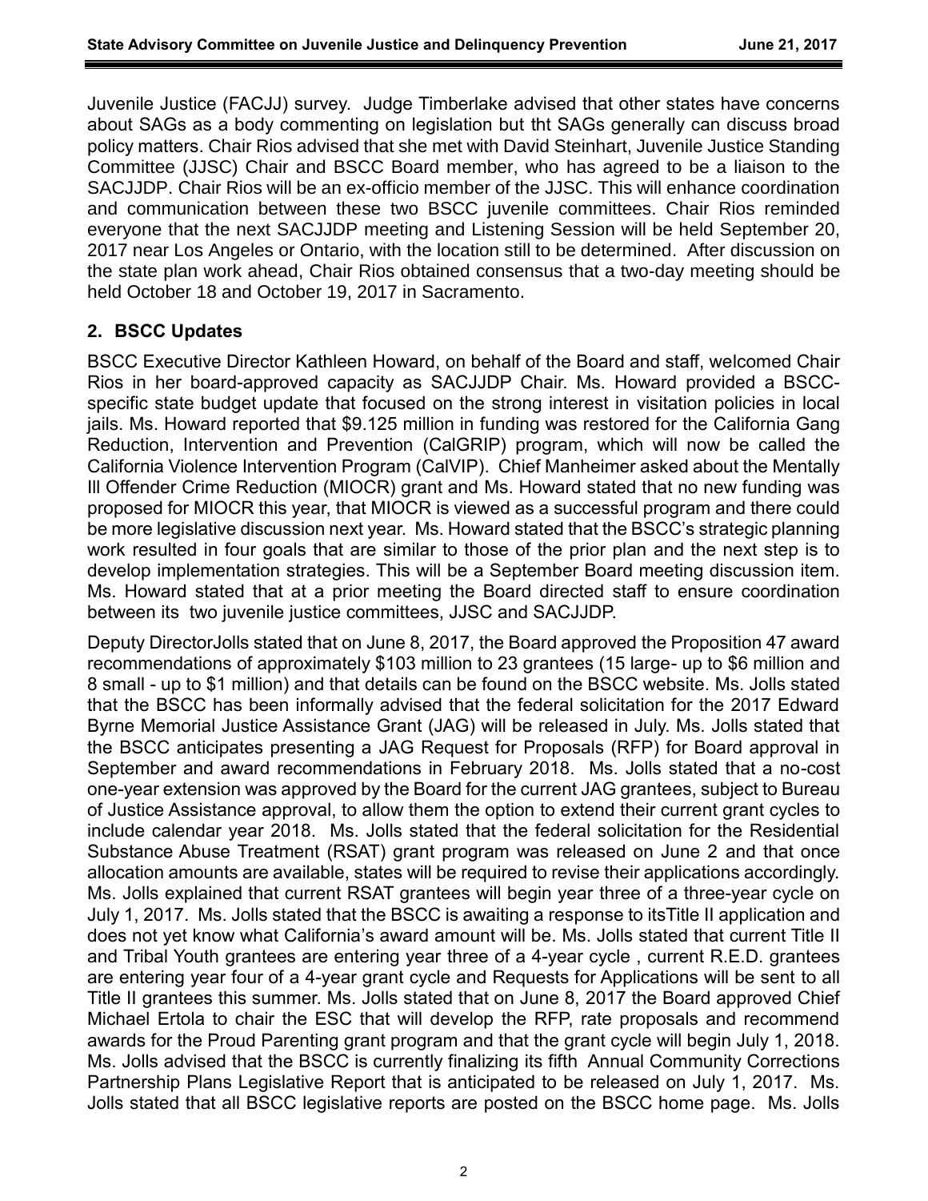Juvenile Justice (FACJJ) survey. Judge Timberlake advised that other states have concerns about SAGs as a body commenting on legislation but tht SAGs generally can discuss broad policy matters. Chair Rios advised that she met with David Steinhart, Juvenile Justice Standing Committee (JJSC) Chair and BSCC Board member, who has agreed to be a liaison to the SACJJDP. Chair Rios will be an ex-officio member of the JJSC. This will enhance coordination and communication between these two BSCC juvenile committees. Chair Rios reminded everyone that the next SACJJDP meeting and Listening Session will be held September 20, 2017 near Los Angeles or Ontario, with the location still to be determined. After discussion on the state plan work ahead, Chair Rios obtained consensus that a two-day meeting should be held October 18 and October 19, 2017 in Sacramento.

## 2. BSCC Updates

BSCC Executive Director Kathleen Howard, on behalf of the Board and staff, welcomed Chair Rios in her board-approved capacity as SACJJDP Chair. Ms. Howard provided a BSCC-specific state budget update that focused on the strong interest in visitation policies in local jails. Ms. Howard reported that $9.125 million in funding was restored for the California Gang Reduction, Intervention and Prevention (CalGRIP) program, which will now be called the California Violence Intervention Program (CalVIP). Chief Manheimer asked about the Mentally Ill Offender Crime Reduction (MIOCR) grant and Ms. Howard stated that no new funding was proposed for MIOCR this year, that MIOCR is viewed as a successful program and there could be more legislative discussion next year. Ms. Howard stated that the BSCC's strategic planning work resulted in four goals that are similar to those of the prior plan and the next step is to develop implementation strategies. This will be a September Board meeting discussion item. Ms. Howard stated that at a prior meeting the Board directed staff to ensure coordination between its two juvenile justice committees, JJSC and SACJJDP.

Deputy DirectorJolls stated that on June 8, 2017, the Board approved the Proposition 47 award recommendations of approximately $103 million to 23 grantees (15 large- up to $6 million and 8 small - up to $1 million) and that details can be found on the BSCC website. Ms. Jolls stated that the BSCC has been informally advised that the federal solicitation for the 2017 Edward Byrne Memorial Justice Assistance Grant (JAG) will be released in July. Ms. Jolls stated that the BSCC anticipates presenting a JAG Request for Proposals (RFP) for Board approval in September and award recommendations in February 2018. Ms. Jolls stated that a no-cost one-year extension was approved by the Board for the current JAG grantees, subject to Bureau of Justice Assistance approval, to allow them the option to extend their current grant cycles to include calendar year 2018. Ms. Jolls stated that the federal solicitation for the Residential Substance Abuse Treatment (RSAT) grant program was released on June 2 and that once allocation amounts are available, states will be required to revise their applications accordingly. Ms. Jolls explained that current RSAT grantees will begin year three of a three-year cycle on July 1, 2017. Ms. Jolls stated that the BSCC is awaiting a response to itsTitle II application and does not yet know what California's award amount will be. Ms. Jolls stated that current Title II and Tribal Youth grantees are entering year three of a 4-year cycle , current R.E.D. grantees are entering year four of a 4-year grant cycle and Requests for Applications will be sent to all Title II grantees this summer. Ms. Jolls stated that on June 8, 2017 the Board approved Chief Michael Ertola to chair the ESC that will develop the RFP, rate proposals and recommend awards for the Proud Parenting grant program and that the grant cycle will begin July 1, 2018. Ms. Jolls advised that the BSCC is currently finalizing its fifth Annual Community Corrections Partnership Plans Legislative Report that is anticipated to be released on July 1, 2017. Ms. Jolls stated that all BSCC legislative reports are posted on the BSCC home page. Ms. Jolls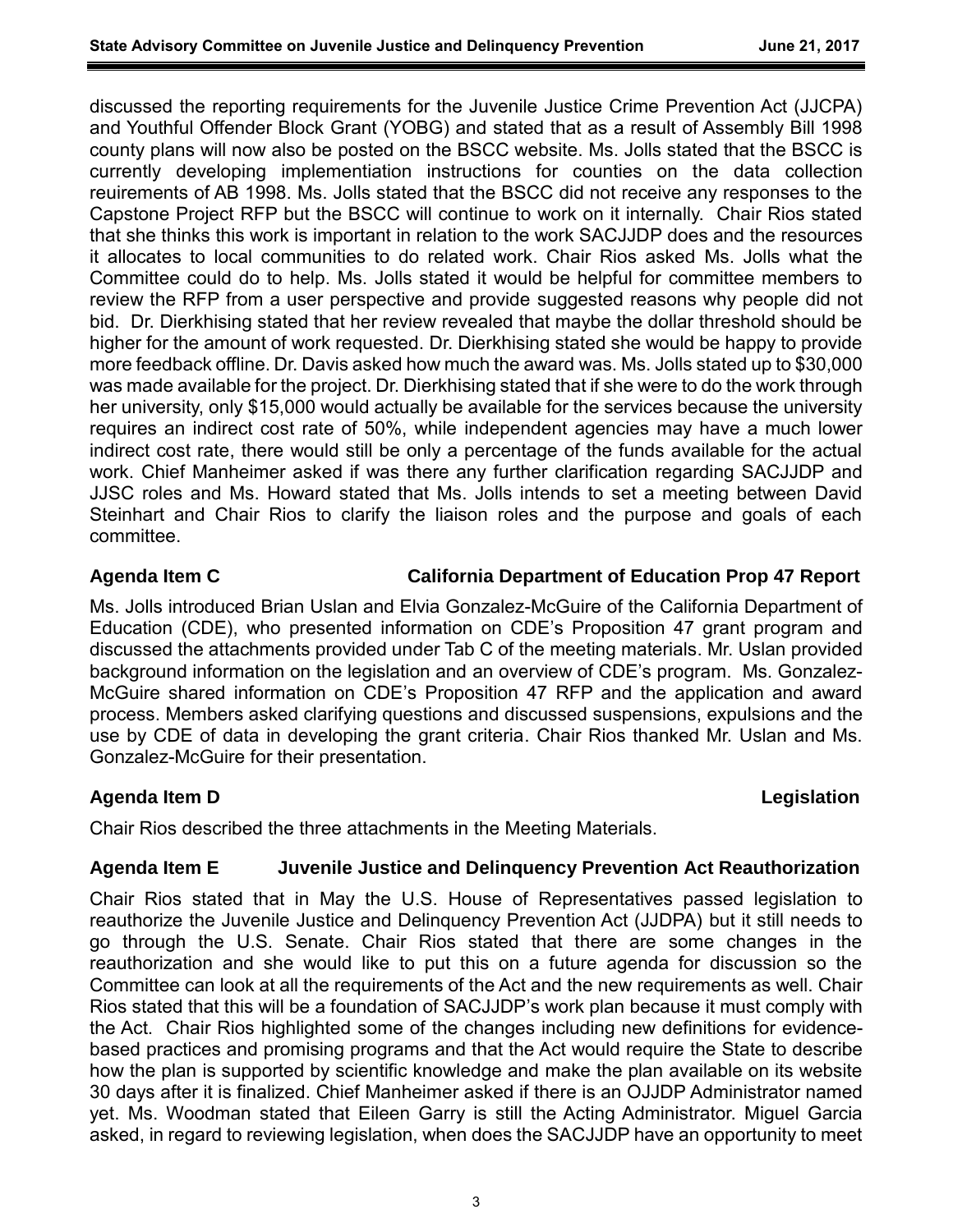discussed the reporting requirements for the Juvenile Justice Crime Prevention Act (JJCPA) and Youthful Offender Block Grant (YOBG) and stated that as a result of Assembly Bill 1998 county plans will now also be posted on the BSCC website. Ms. Jolls stated that the BSCC is currently developing implementiation instructions for counties on the data collection reuirements of AB 1998. Ms. Jolls stated that the BSCC did not receive any responses to the Capstone Project RFP but the BSCC will continue to work on it internally. Chair Rios stated that she thinks this work is important in relation to the work SACJJDP does and the resources it allocates to local communities to do related work. Chair Rios asked Ms. Jolls what the Committee could do to help. Ms. Jolls stated it would be helpful for committee members to review the RFP from a user perspective and provide suggested reasons why people did not bid. Dr. Dierkhising stated that her review revealed that maybe the dollar threshold should be higher for the amount of work requested. Dr. Dierkhising stated she would be happy to provide more feedback offline. Dr. Davis asked how much the award was. Ms. Jolls stated up to $30,000 was made available for the project. Dr. Dierkhising stated that if she were to do the work through her university, only $15,000 would actually be available for the services because the university requires an indirect cost rate of 50%, while independent agencies may have a much lower indirect cost rate, there would still be only a percentage of the funds available for the actual work. Chief Manheimer asked if was there any further clarification regarding SACJJDP and JJSC roles and Ms. Howard stated that Ms. Jolls intends to set a meeting between David Steinhart and Chair Rios to clarify the liaison roles and the purpose and goals of each committee.

**Agenda Item C — California Department of Education Prop 47 Report**

Ms. Jolls introduced Brian Uslan and Elvia Gonzalez-McGuire of the California Department of Education (CDE), who presented information on CDE's Proposition 47 grant program and discussed the attachments provided under Tab C of the meeting materials. Mr. Uslan provided background information on the legislation and an overview of CDE's program. Ms. Gonzalez-McGuire shared information on CDE's Proposition 47 RFP and the application and award process. Members asked clarifying questions and discussed suspensions, expulsions and the use by CDE of data in developing the grant criteria. Chair Rios thanked Mr. Uslan and Ms. Gonzalez-McGuire for their presentation.

**Agenda Item D — Legislation**

Chair Rios described the three attachments in the Meeting Materials.

**Agenda Item E — Juvenile Justice and Delinquency Prevention Act Reauthorization**

Chair Rios stated that in May the U.S. House of Representatives passed legislation to reauthorize the Juvenile Justice and Delinquency Prevention Act (JJDPA) but it still needs to go through the U.S. Senate. Chair Rios stated that there are some changes in the reauthorization and she would like to put this on a future agenda for discussion so the Committee can look at all the requirements of the Act and the new requirements as well. Chair Rios stated that this will be a foundation of SACJJDP's work plan because it must comply with the Act. Chair Rios highlighted some of the changes including new definitions for evidence-based practices and promising programs and that the Act would require the State to describe how the plan is supported by scientific knowledge and make the plan available on its website 30 days after it is finalized. Chief Manheimer asked if there is an OJJDP Administrator named yet. Ms. Woodman stated that Eileen Garry is still the Acting Administrator. Miguel Garcia asked, in regard to reviewing legislation, when does the SACJJDP have an opportunity to meet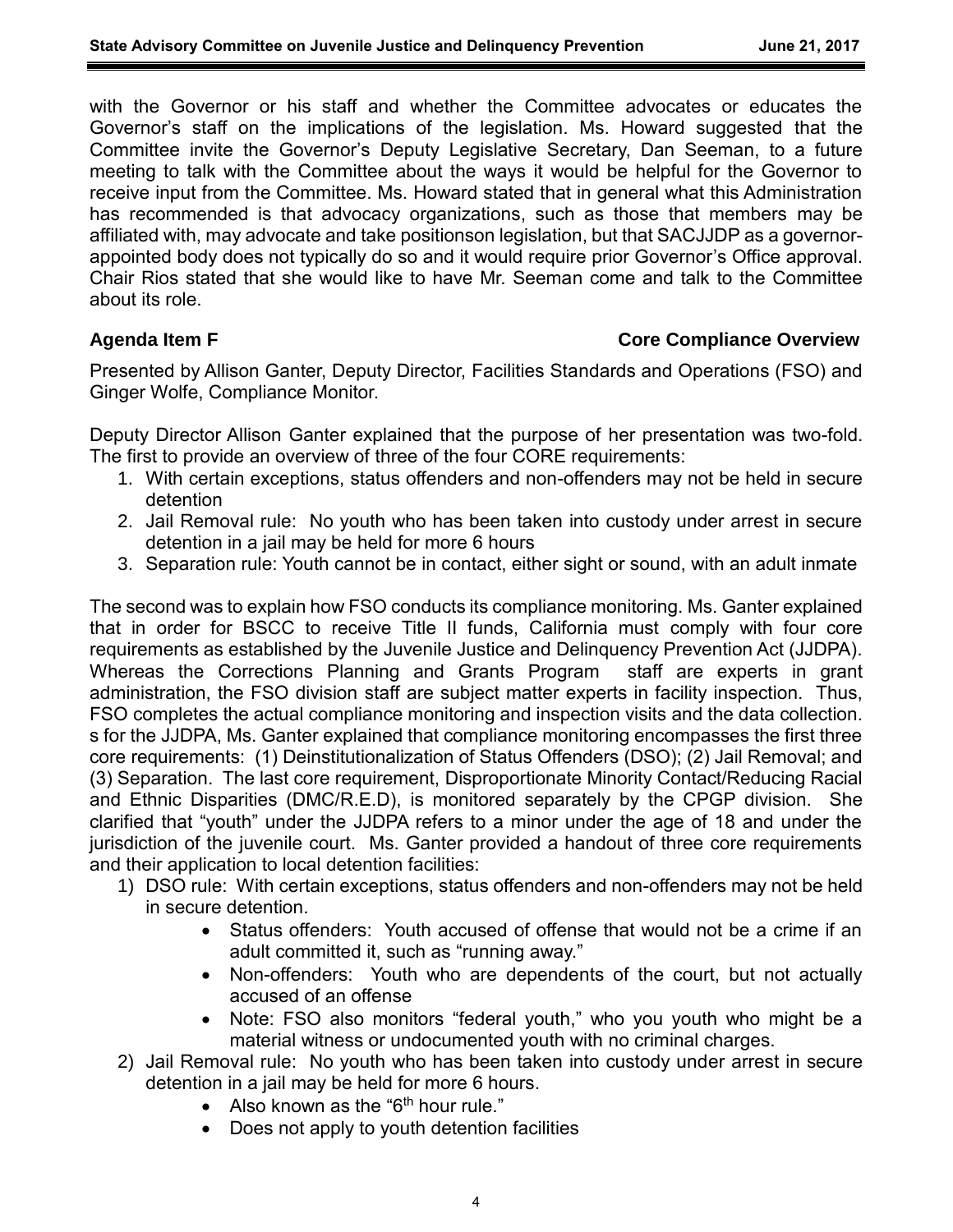with the Governor or his staff and whether the Committee advocates or educates the Governor's staff on the implications of the legislation. Ms. Howard suggested that the Committee invite the Governor's Deputy Legislative Secretary, Dan Seeman, to a future meeting to talk with the Committee about the ways it would be helpful for the Governor to receive input from the Committee. Ms. Howard stated that in general what this Administration has recommended is that advocacy organizations, such as those that members may be affiliated with, may advocate and take positionson legislation, but that SACJJDP as a governor-appointed body does not typically do so and it would require prior Governor's Office approval. Chair Rios stated that she would like to have Mr. Seeman come and talk to the Committee about its role.

**Agenda Item F** **Core Compliance Overview**

Presented by Allison Ganter, Deputy Director, Facilities Standards and Operations (FSO) and Ginger Wolfe, Compliance Monitor.

Deputy Director Allison Ganter explained that the purpose of her presentation was two-fold. The first to provide an overview of three of the four CORE requirements:

1. With certain exceptions, status offenders and non-offenders may not be held in secure detention
2. Jail Removal rule: No youth who has been taken into custody under arrest in secure detention in a jail may be held for more 6 hours
3. Separation rule: Youth cannot be in contact, either sight or sound, with an adult inmate

The second was to explain how FSO conducts its compliance monitoring. Ms. Ganter explained that in order for BSCC to receive Title II funds, California must comply with four core requirements as established by the Juvenile Justice and Delinquency Prevention Act (JJDPA). Whereas the Corrections Planning and Grants Program staff are experts in grant administration, the FSO division staff are subject matter experts in facility inspection. Thus, FSO completes the actual compliance monitoring and inspection visits and the data collection. s for the JJDPA, Ms. Ganter explained that compliance monitoring encompasses the first three core requirements: (1) Deinstitutionalization of Status Offenders (DSO); (2) Jail Removal; and (3) Separation. The last core requirement, Disproportionate Minority Contact/Reducing Racial and Ethnic Disparities (DMC/R.E.D), is monitored separately by the CPGP division. She clarified that "youth" under the JJDPA refers to a minor under the age of 18 and under the jurisdiction of the juvenile court. Ms. Ganter provided a handout of three core requirements and their application to local detention facilities:

1) DSO rule: With certain exceptions, status offenders and non-offenders may not be held in secure detention.
    - Status offenders: Youth accused of offense that would not be a crime if an adult committed it, such as "running away."
    - Non-offenders: Youth who are dependents of the court, but not actually accused of an offense
    - Note: FSO also monitors "federal youth," who you youth who might be a material witness or undocumented youth with no criminal charges.
2) Jail Removal rule: No youth who has been taken into custody under arrest in secure detention in a jail may be held for more 6 hours.
    - Also known as the "6th hour rule."
    - Does not apply to youth detention facilities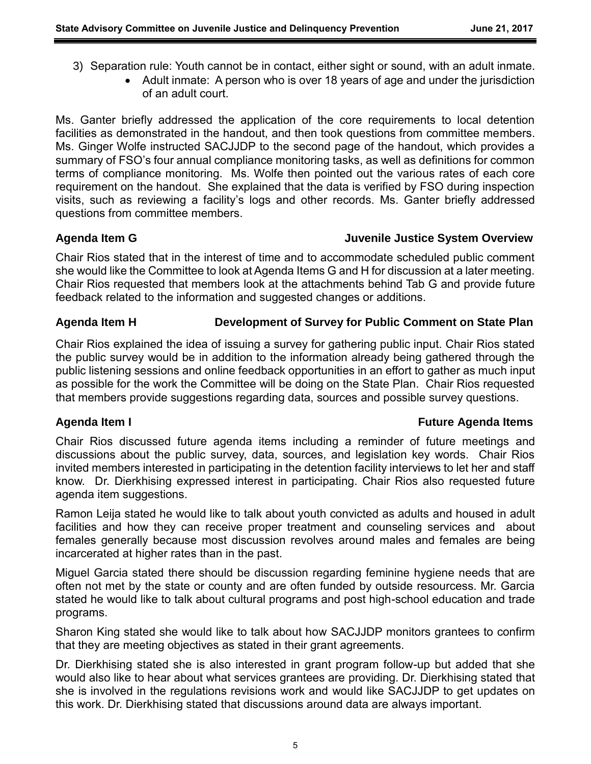3) Separation rule: Youth cannot be in contact, either sight or sound, with an adult inmate.
   - Adult inmate: A person who is over 18 years of age and under the jurisdiction of an adult court.

Ms. Ganter briefly addressed the application of the core requirements to local detention facilities as demonstrated in the handout, and then took questions from committee members. Ms. Ginger Wolfe instructed SACJJDP to the second page of the handout, which provides a summary of FSO's four annual compliance monitoring tasks, as well as definitions for common terms of compliance monitoring. Ms. Wolfe then pointed out the various rates of each core requirement on the handout. She explained that the data is verified by FSO during inspection visits, such as reviewing a facility's logs and other records. Ms. Ganter briefly addressed questions from committee members.

### Agenda Item G — Juvenile Justice System Overview

Chair Rios stated that in the interest of time and to accommodate scheduled public comment she would like the Committee to look at Agenda Items G and H for discussion at a later meeting. Chair Rios requested that members look at the attachments behind Tab G and provide future feedback related to the information and suggested changes or additions.

### Agenda Item H — Development of Survey for Public Comment on State Plan

Chair Rios explained the idea of issuing a survey for gathering public input. Chair Rios stated the public survey would be in addition to the information already being gathered through the public listening sessions and online feedback opportunities in an effort to gather as much input as possible for the work the Committee will be doing on the State Plan. Chair Rios requested that members provide suggestions regarding data, sources and possible survey questions.

### Agenda Item I — Future Agenda Items

Chair Rios discussed future agenda items including a reminder of future meetings and discussions about the public survey, data, sources, and legislation key words. Chair Rios invited members interested in participating in the detention facility interviews to let her and staff know. Dr. Dierkhising expressed interest in participating. Chair Rios also requested future agenda item suggestions.

Ramon Leija stated he would like to talk about youth convicted as adults and housed in adult facilities and how they can receive proper treatment and counseling services and about females generally because most discussion revolves around males and females are being incarcerated at higher rates than in the past.

Miguel Garcia stated there should be discussion regarding feminine hygiene needs that are often not met by the state or county and are often funded by outside resourcess. Mr. Garcia stated he would like to talk about cultural programs and post high-school education and trade programs.

Sharon King stated she would like to talk about how SACJJDP monitors grantees to confirm that they are meeting objectives as stated in their grant agreements.

Dr. Dierkhising stated she is also interested in grant program follow-up but added that she would also like to hear about what services grantees are providing. Dr. Dierkhising stated that she is involved in the regulations revisions work and would like SACJJDP to get updates on this work. Dr. Dierkhising stated that discussions around data are always important.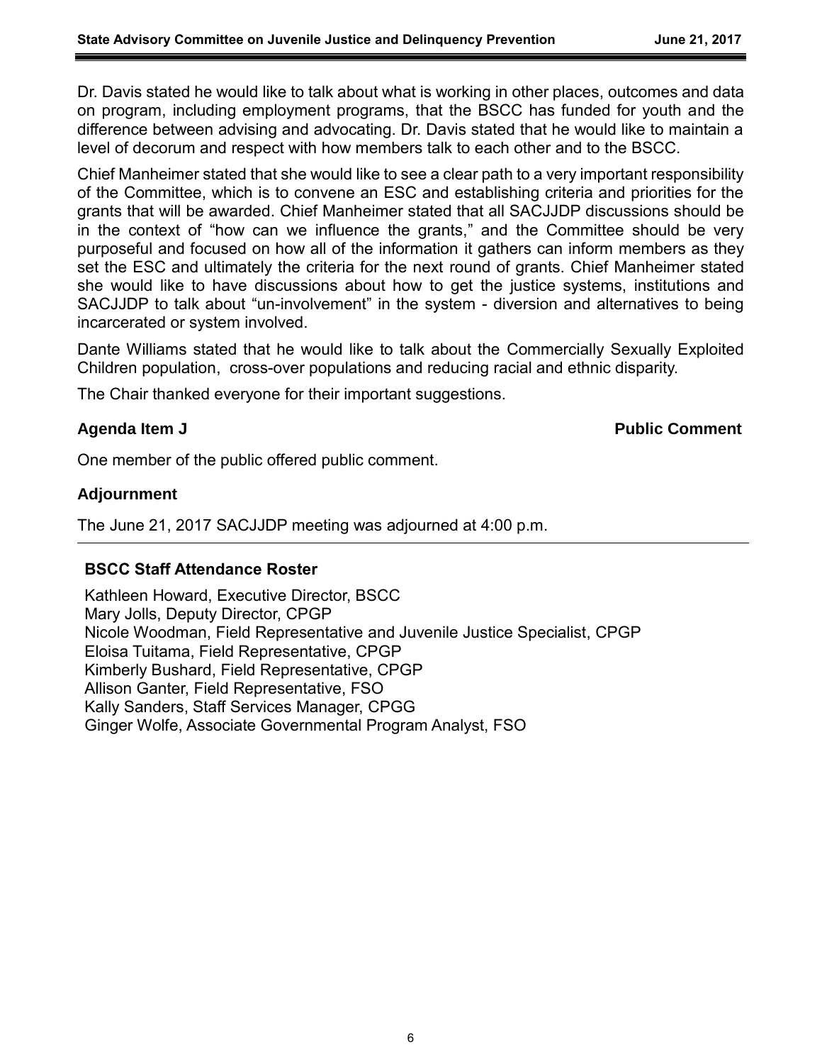Dr. Davis stated he would like to talk about what is working in other places, outcomes and data on program, including employment programs, that the BSCC has funded for youth and the difference between advising and advocating. Dr. Davis stated that he would like to maintain a level of decorum and respect with how members talk to each other and to the BSCC.

Chief Manheimer stated that she would like to see a clear path to a very important responsibility of the Committee, which is to convene an ESC and establishing criteria and priorities for the grants that will be awarded. Chief Manheimer stated that all SACJJDP discussions should be in the context of "how can we influence the grants," and the Committee should be very purposeful and focused on how all of the information it gathers can inform members as they set the ESC and ultimately the criteria for the next round of grants. Chief Manheimer stated she would like to have discussions about how to get the justice systems, institutions and SACJJDP to talk about "un-involvement" in the system - diversion and alternatives to being incarcerated or system involved.

Dante Williams stated that he would like to talk about the Commercially Sexually Exploited Children population, cross-over populations and reducing racial and ethnic disparity.

The Chair thanked everyone for their important suggestions.

**Agenda Item J** **Public Comment**

One member of the public offered public comment.

**Adjournment**

The June 21, 2017 SACJJDP meeting was adjourned at 4:00 p.m.

**BSCC Staff Attendance Roster**

Kathleen Howard, Executive Director, BSCC
Mary Jolls, Deputy Director, CPGP
Nicole Woodman, Field Representative and Juvenile Justice Specialist, CPGP
Eloisa Tuitama, Field Representative, CPGP
Kimberly Bushard, Field Representative, CPGP
Allison Ganter, Field Representative, FSO
Kally Sanders, Staff Services Manager, CPGG
Ginger Wolfe, Associate Governmental Program Analyst, FSO